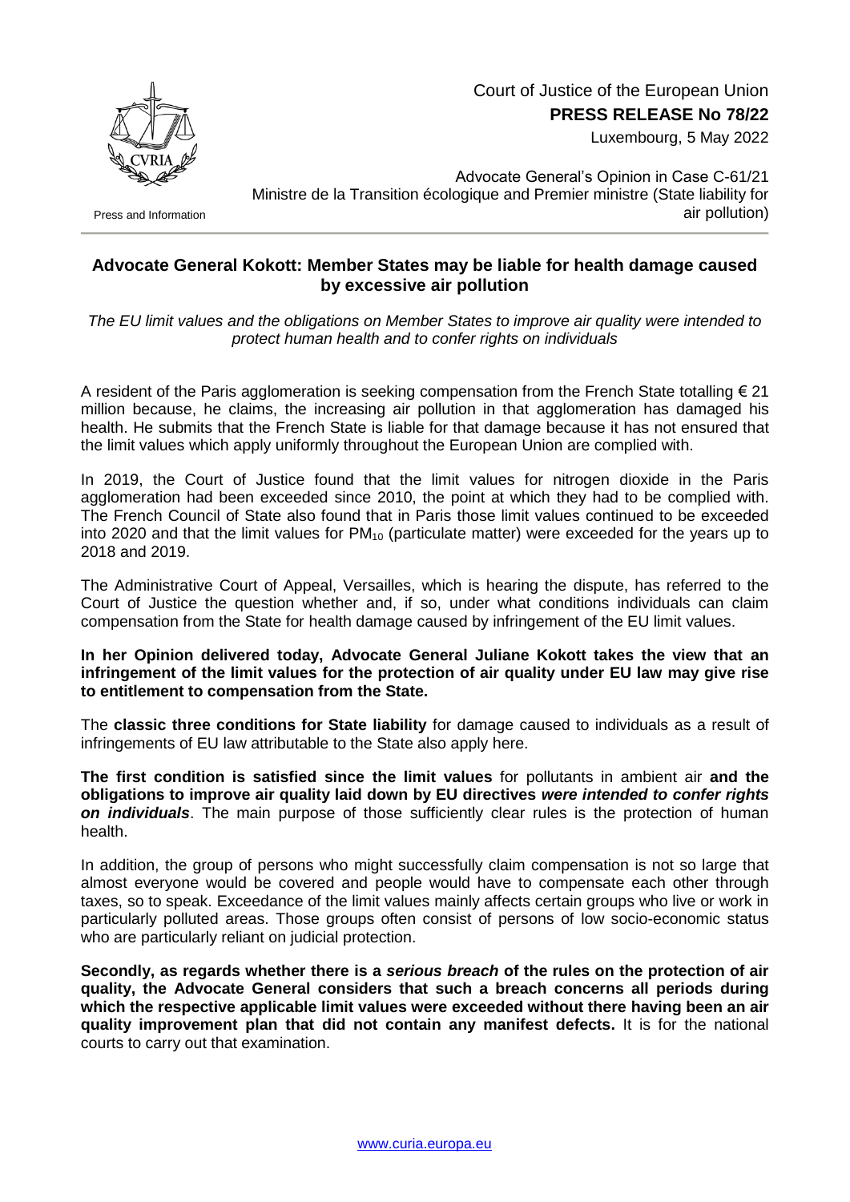Court of Justice of the European Union

**PRESS RELEASE No 78/22**

Luxembourg, 5 May 2022

Press and Information

Advocate General's Opinion in Case C-61/21
Ministre de la Transition écologique and Premier ministre (State liability for air pollution)

## Advocate General Kokott: Member States may be liable for health damage caused by excessive air pollution

*The EU limit values and the obligations on Member States to improve air quality were intended to protect human health and to confer rights on individuals*

A resident of the Paris agglomeration is seeking compensation from the French State totalling € 21 million because, he claims, the increasing air pollution in that agglomeration has damaged his health. He submits that the French State is liable for that damage because it has not ensured that the limit values which apply uniformly throughout the European Union are complied with.

In 2019, the Court of Justice found that the limit values for nitrogen dioxide in the Paris agglomeration had been exceeded since 2010, the point at which they had to be complied with. The French Council of State also found that in Paris those limit values continued to be exceeded into 2020 and that the limit values for $PM_{10}$ (particulate matter) were exceeded for the years up to 2018 and 2019.

The Administrative Court of Appeal, Versailles, which is hearing the dispute, has referred to the Court of Justice the question whether and, if so, under what conditions individuals can claim compensation from the State for health damage caused by infringement of the EU limit values.

**In her Opinion delivered today, Advocate General Juliane Kokott takes the view that an infringement of the limit values for the protection of air quality under EU law may give rise to entitlement to compensation from the State.**

The **classic three conditions for State liability** for damage caused to individuals as a result of infringements of EU law attributable to the State also apply here.

**The first condition is satisfied since the limit values** for pollutants in ambient air **and the obligations to improve air quality laid down by EU directives *were intended to confer rights on individuals***. The main purpose of those sufficiently clear rules is the protection of human health.

In addition, the group of persons who might successfully claim compensation is not so large that almost everyone would be covered and people would have to compensate each other through taxes, so to speak. Exceedance of the limit values mainly affects certain groups who live or work in particularly polluted areas. Those groups often consist of persons of low socio-economic status who are particularly reliant on judicial protection.

**Secondly, as regards whether there is a *serious breach* of the rules on the protection of air quality, the Advocate General considers that such a breach concerns all periods during which the respective applicable limit values were exceeded without there having been an air quality improvement plan that did not contain any manifest defects.** It is for the national courts to carry out that examination.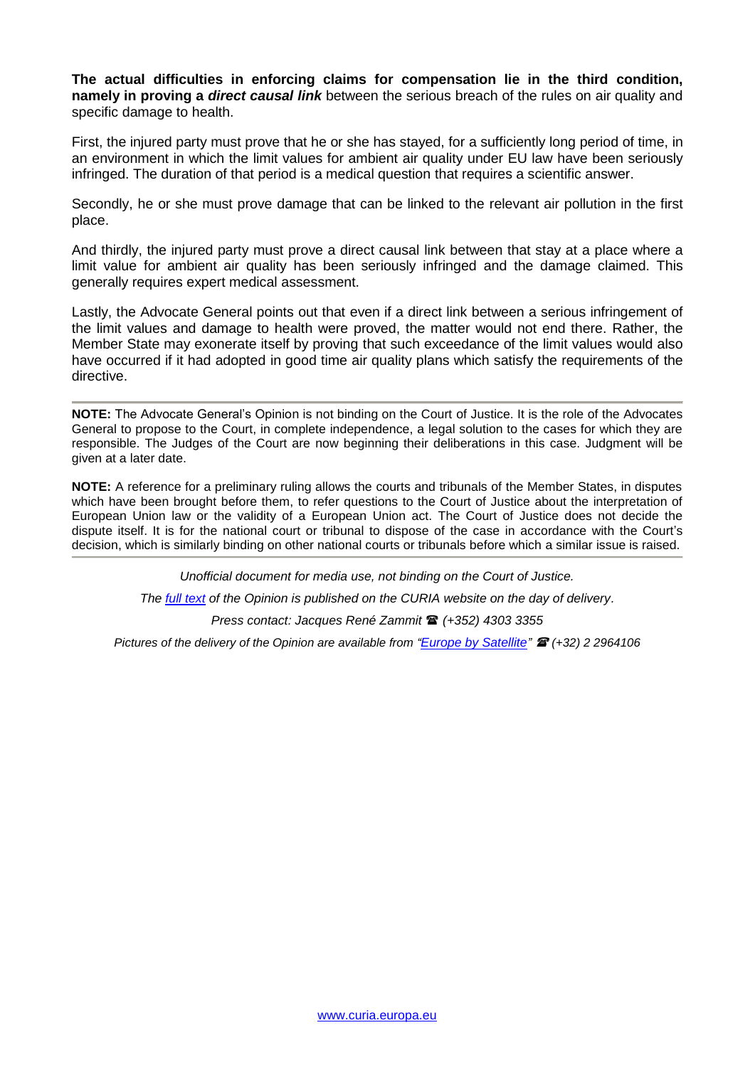**The actual difficulties in enforcing claims for compensation lie in the third condition, namely in proving a *direct causal link*** between the serious breach of the rules on air quality and specific damage to health.

First, the injured party must prove that he or she has stayed, for a sufficiently long period of time, in an environment in which the limit values for ambient air quality under EU law have been seriously infringed. The duration of that period is a medical question that requires a scientific answer.

Secondly, he or she must prove damage that can be linked to the relevant air pollution in the first place.

And thirdly, the injured party must prove a direct causal link between that stay at a place where a limit value for ambient air quality has been seriously infringed and the damage claimed. This generally requires expert medical assessment.

Lastly, the Advocate General points out that even if a direct link between a serious infringement of the limit values and damage to health were proved, the matter would not end there. Rather, the Member State may exonerate itself by proving that such exceedance of the limit values would also have occurred if it had adopted in good time air quality plans which satisfy the requirements of the directive.

---

**NOTE:** The Advocate General's Opinion is not binding on the Court of Justice. It is the role of the Advocates General to propose to the Court, in complete independence, a legal solution to the cases for which they are responsible. The Judges of the Court are now beginning their deliberations in this case. Judgment will be given at a later date.

**NOTE:** A reference for a preliminary ruling allows the courts and tribunals of the Member States, in disputes which have been brought before them, to refer questions to the Court of Justice about the interpretation of European Union law or the validity of a European Union act. The Court of Justice does not decide the dispute itself. It is for the national court or tribunal to dispose of the case in accordance with the Court's decision, which is similarly binding on other national courts or tribunals before which a similar issue is raised.

---

*Unofficial document for media use, not binding on the Court of Justice.*

*The full text of the Opinion is published on the CURIA website on the day of delivery.*

*Press contact: Jacques René Zammit ☎ (+352) 4303 3355*

*Pictures of the delivery of the Opinion are available from "Europe by Satellite" ☎ (+32) 2 2964106*

www.curia.europa.eu